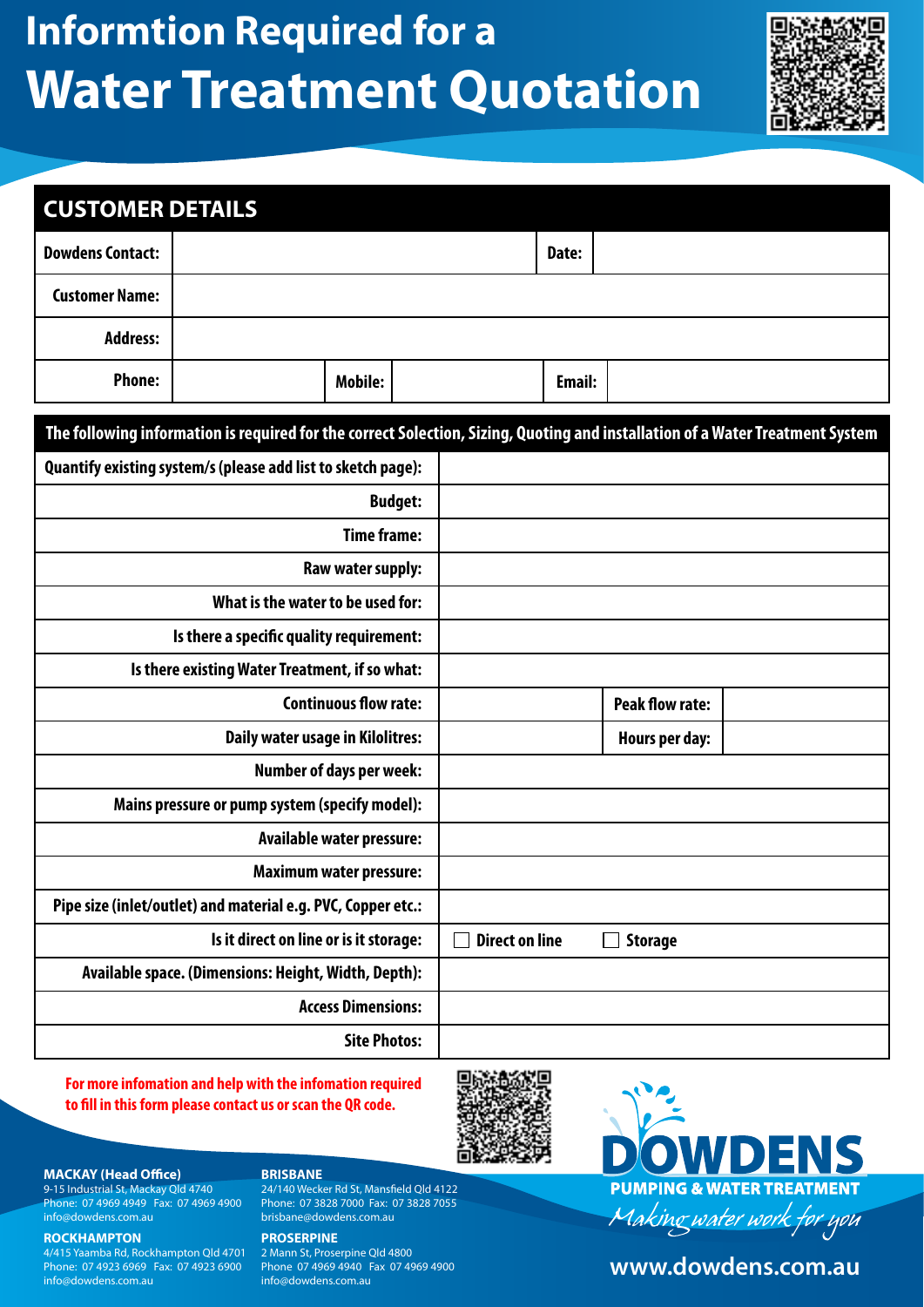# Informtion Required for a
# Water Treatment Quotation

## CUSTOMER DETAILS

| Dowdens Contact: | | | | Date: | |
|---|---|---|---|---|---|
| Customer Name: | | | | | |
| Address: | | | | | |
| Phone: | | Mobile: | | Email: | |

| The following information is required for the correct Solection, Sizing, Quoting and installation of a Water Treatment System | | | |
|---|---|---|---|
| Quantify existing system/s (please add list to sketch page): | | | |
| Budget: | | | |
| Time frame: | | | |
| Raw water supply: | | | |
| What is the water to be used for: | | | |
| Is there a specific quality requirement: | | | |
| Is there existing Water Treatment, if so what: | | | |
| Continuous flow rate: | | Peak flow rate: | |
| Daily water usage in Kilolitres: | | Hours per day: | |
| Number of days per week: | | | |
| Mains pressure or pump system (specify model): | | | |
| Available water pressure: | | | |
| Maximum water pressure: | | | |
| Pipe size (inlet/outlet) and material e.g. PVC, Copper etc.: | | | |
| Is it direct on line or is it storage: | ☐ Direct on line | ☐ Storage | |
| Available space. (Dimensions: Height, Width, Depth): | | | |
| Access Dimensions: | | | |
| Site Photos: | | | |

**For more infomation and help with the infomation required to fill in this form please contact us or scan the QR code.**

**MACKAY (Head Office)**
9-15 Industrial St, Mackay Qld 4740
Phone: 07 4969 4949 Fax: 07 4969 4900
info@dowdens.com.au

**BRISBANE**
24/140 Wecker Rd St, Mansfield Qld 4122
Phone: 07 3828 7000 Fax: 07 3828 7055
brisbane@dowdens.com.au

**ROCKHAMPTON**
4/415 Yaamba Rd, Rockhampton Qld 4701
Phone: 07 4923 6969 Fax: 07 4923 6900
info@dowdens.com.au

**PROSERPINE**
2 Mann St, Proserpine Qld 4800
Phone 07 4969 4940 Fax 07 4969 4900
info@dowdens.com.au

**DOWDENS**
**PUMPING & WATER TREATMENT**
*Making water work for you*

**www.dowdens.com.au**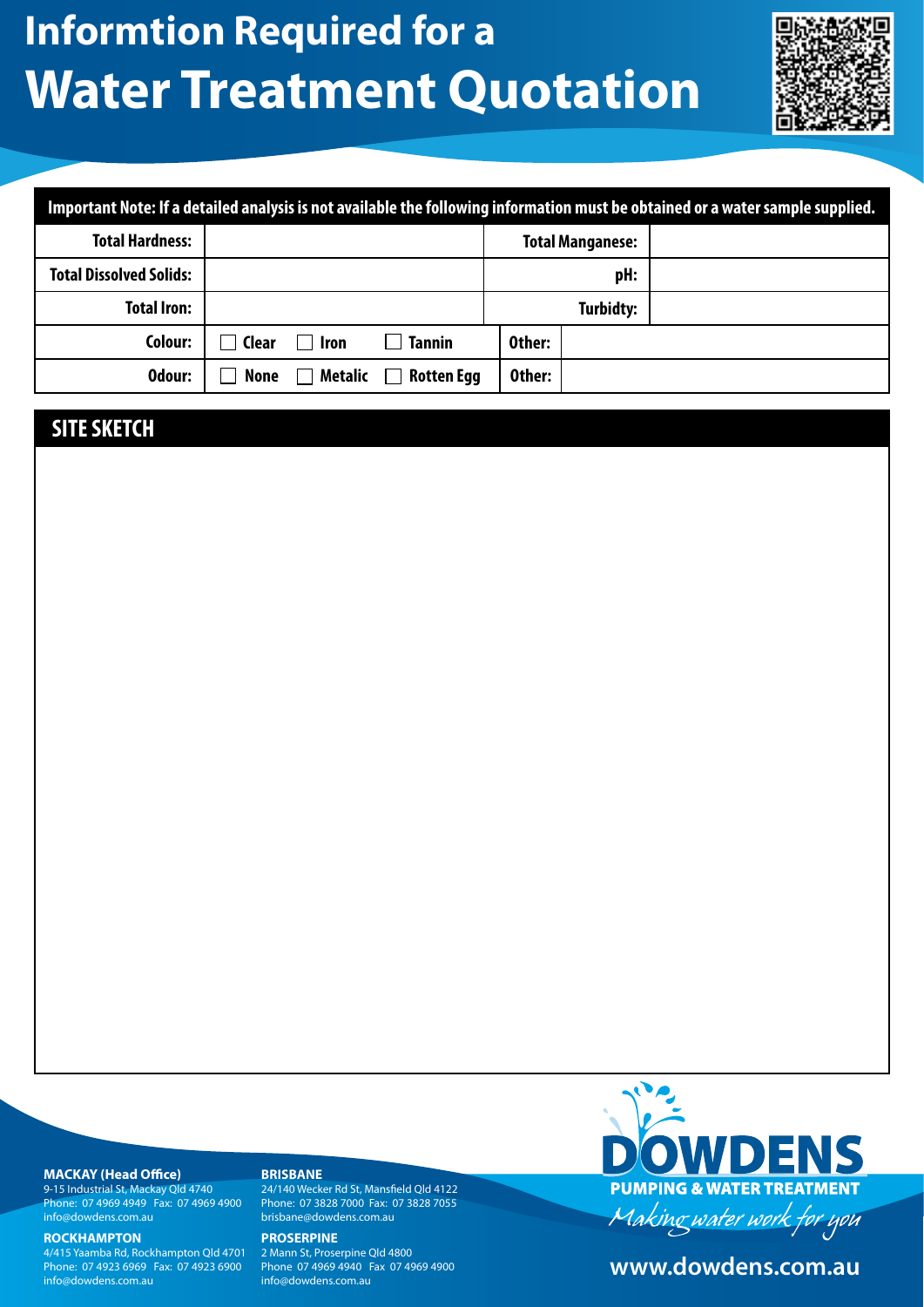# Informtion Required for a
# Water Treatment Quotation

**Important Note: If a detailed analysis is not available the following information must be obtained or a water sample supplied.**

| | | | |
|---|---|---|---|
| **Total Hardness:** | | **Total Manganese:** | |
| **Total Dissolved Solids:** | | **pH:** | |
| **Total Iron:** | | **Turbidty:** | |
| **Colour:** | ☐ Clear ☐ Iron ☐ Tannin | **Other:** | |
| **Odour:** | ☐ None ☐ Metalic ☐ Rotten Egg | **Other:** | |

## SITE SKETCH

**MACKAY (Head Office)**
9-15 Industrial St, Mackay Qld 4740
Phone: 07 4969 4949 Fax: 07 4969 4900
info@dowdens.com.au

**ROCKHAMPTON**
4/415 Yaamba Rd, Rockhampton Qld 4701
Phone: 07 4923 6969 Fax: 07 4923 6900
info@dowdens.com.au

**BRISBANE**
24/140 Wecker Rd St, Mansfield Qld 4122
Phone: 07 3828 7000 Fax: 07 3828 7055
brisbane@dowdens.com.au

**PROSERPINE**
2 Mann St, Proserpine Qld 4800
Phone 07 4969 4940 Fax 07 4969 4900
info@dowdens.com.au

**DOWDENS**
**PUMPING & WATER TREATMENT**
*Making water work for you*

**www.dowdens.com.au**